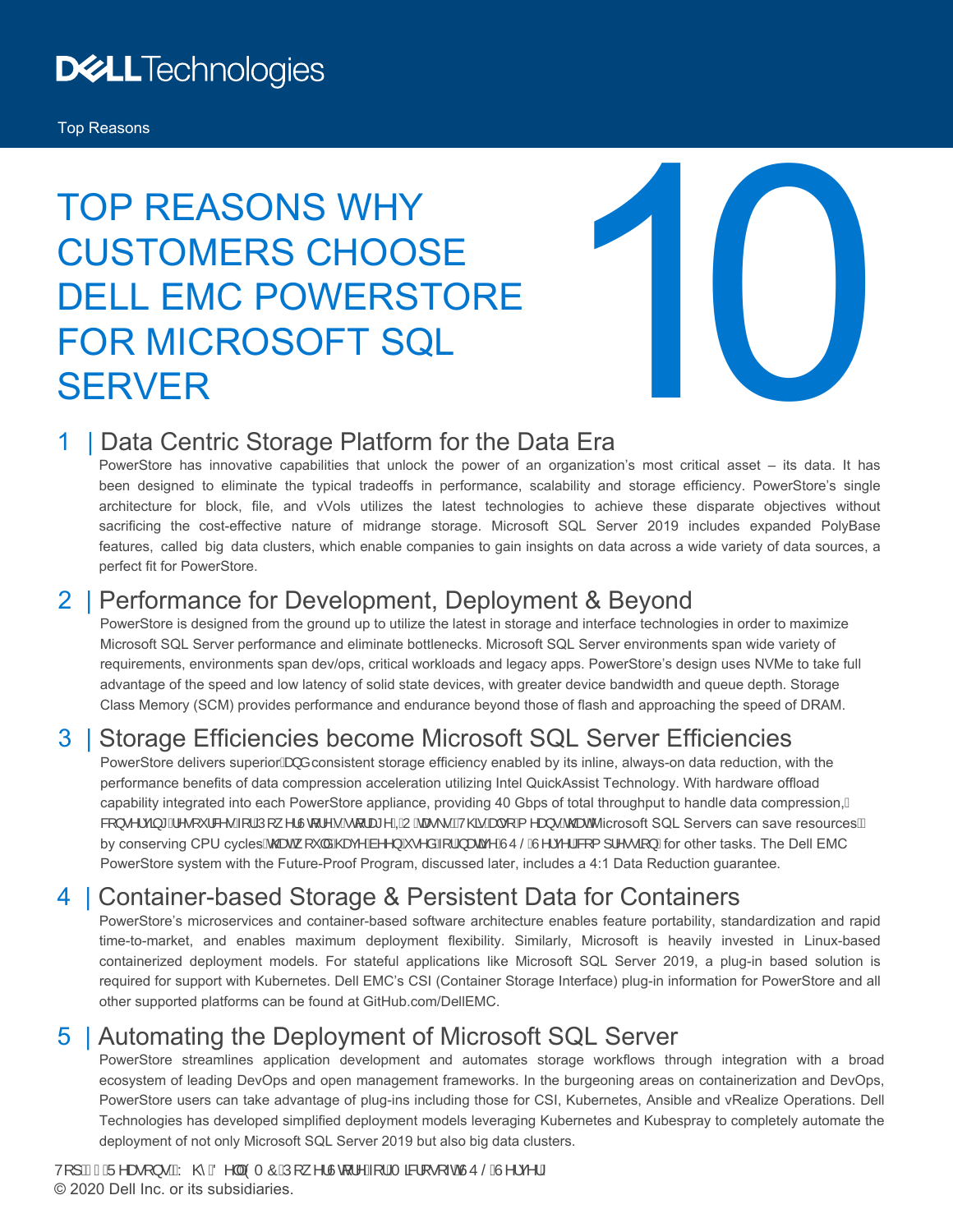Top Reasons

# TOP REASONS WHY CUSTOMERS CHOOSE DELL EMC POWERSTORE FOR MICROSOFT SQL SERVER

# 10

## 1 | Data Centric Storage Platform for the Data Era

PowerStore has innovative capabilities that unlock the power of an organization's most critical asset – its data. It has been designed to eliminate the typical tradeoffs in performance, scalability and storage efficiency. PowerStore's single architecture for block, file, and vVols utilizes the latest technologies to achieve these disparate objectives without sacrificing the cost-effective nature of midrange storage. Microsoft SQL Server 2019 includes expanded PolyBase features, called big data clusters, which enable companies to gain insights on data across a wide variety of data sources, a perfect fit for PowerStore.

## 2 | Performance for Development, Deployment & Beyond

PowerStore is designed from the ground up to utilize the latest in storage and interface technologies in order to maximize Microsoft SQL Server performance and eliminate bottlenecks. Microsoft SQL Server environments span wide variety of requirements, environments span dev/ops, critical workloads and legacy apps. PowerStore's design uses NVMe to take full advantage of the speed and low latency of solid state devices, with greater device bandwidth and queue depth. Storage Class Memory (SCM) provides performance and endurance beyond those of flash and approaching the speed of DRAM.

## 3 | Storage Efficiencies become Microsoft SQL Server Efficiencies

PowerStore delivers superior and consistent storage efficiency enabled by its inline, always-on data reduction, with the performance benefits of data compression acceleration utilizing Intel QuickAssist Technology. With hardware offload capability integrated into each PowerStore appliance, providing 40 Gbps of total throughput to handle data compression, conserving resources for PowerStore storage, IO tasks. This also means that Microsoft SQL Servers can save resources by conserving CPU cycles that would have been used for data SQL Server compression for other tasks. The Dell EMC PowerStore system with the Future-Proof Program, discussed later, includes a 4:1 Data Reduction guarantee.

## 4 | Container-based Storage & Persistent Data for Containers

PowerStore's microservices and container-based software architecture enables feature portability, standardization and rapid time-to-market, and enables maximum deployment flexibility. Similarly, Microsoft is heavily invested in Linux-based containerized deployment models. For stateful applications like Microsoft SQL Server 2019, a plug-in based solution is required for support with Kubernetes. Dell EMC's CSI (Container Storage Interface) plug-in information for PowerStore and all other supported platforms can be found at GitHub.com/DellEMC.

## 5 | Automating the Deployment of Microsoft SQL Server

PowerStore streamlines application development and automates storage workflows through integration with a broad ecosystem of leading DevOps and open management frameworks. In the burgeoning areas on containerization and DevOps, PowerStore users can take advantage of plug-ins including those for CSI, Kubernetes, Ansible and vRealize Operations. Dell Technologies has developed simplified deployment models leveraging Kubernetes and Kubespray to completely automate the deployment of not only Microsoft SQL Server 2019 but also big data clusters.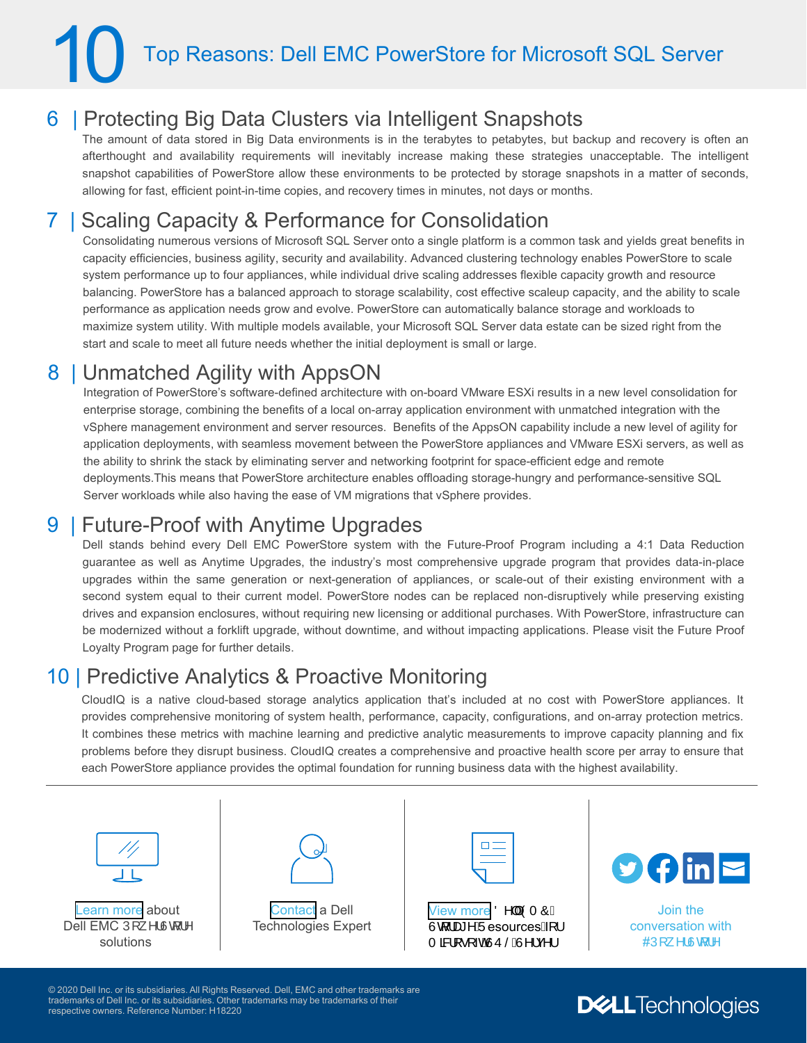## 6 | Protecting Big Data Clusters via Intelligent Snapshots

The amount of data stored in Big Data environments is in the terabytes to petabytes, but backup and recovery is often an afterthought and availability requirements will inevitably increase making these strategies unacceptable. The intelligent snapshot capabilities of PowerStore allow these environments to be protected by storage snapshots in a matter of seconds, allowing for fast, efficient point-in-time copies, and recovery times in minutes, not days or months.

## 7 | Scaling Capacity & Performance for Consolidation

Consolidating numerous versions of Microsoft SQL Server onto a single platform is a common task and yields great benefits in capacity efficiencies, business agility, security and availability. Advanced clustering technology enables PowerStore to scale system performance up to four appliances, while individual drive scaling addresses flexible capacity growth and resource balancing. PowerStore has a balanced approach to storage scalability, cost effective scaleup capacity, and the ability to scale performance as application needs grow and evolve. PowerStore can automatically balance storage and workloads to maximize system utility. With multiple models available, your Microsoft SQL Server data estate can be sized right from the start and scale to meet all future needs whether the initial deployment is small or large.

## 8 | Unmatched Agility with AppsON

Integration of PowerStore's software-defined architecture with on-board VMware ESXi results in a new level consolidation for enterprise storage, combining the benefits of a local on-array application environment with unmatched integration with the vSphere management environment and server resources. Benefits of the AppsON capability include a new level of agility for application deployments, with seamless movement between the PowerStore appliances and VMware ESXi servers, as well as the ability to shrink the stack by eliminating server and networking footprint for space-efficient edge and remote deployments.This means that PowerStore architecture enables offloading storage-hungry and performance-sensitive SQL Server workloads while also having the ease of VM migrations that vSphere provides.

## 9 | Future-Proof with Anytime Upgrades

Dell stands behind every Dell EMC PowerStore system with the Future-Proof Program including a 4:1 Data Reduction guarantee as well as Anytime Upgrades, the industry's most comprehensive upgrade program that provides data-in-place upgrades within the same generation or next-generation of appliances, or scale-out of their existing environment with a second system equal to their current model. PowerStore nodes can be replaced non-disruptively while preserving existing drives and expansion enclosures, without requiring new licensing or additional purchases. With PowerStore, infrastructure can be modernized without a forklift upgrade, without downtime, and without impacting applications. Please visit the Future Proof Loyalty Program page for further details.

## 10 | Predictive Analytics & Proactive Monitoring

CloudIQ is a native cloud-based storage analytics application that's included at no cost with PowerStore appliances. It provides comprehensive monitoring of system health, performance, capacity, configurations, and on-array protection metrics. It combines these metrics with machine learning and predictive analytic measurements to improve capacity planning and fix problems before they disrupt business. CloudIQ creates a comprehensive and proactive health score per array to ensure that each PowerStore appliance provides the optimal foundation for running business data with the highest availability.

---

Learn more about Dell EMC PowerStore solutions

Contact a Dell Technologies Expert

View more Dell EMC Storage Resources for Microsoft SQL Server

Join the conversation with #PowerStore